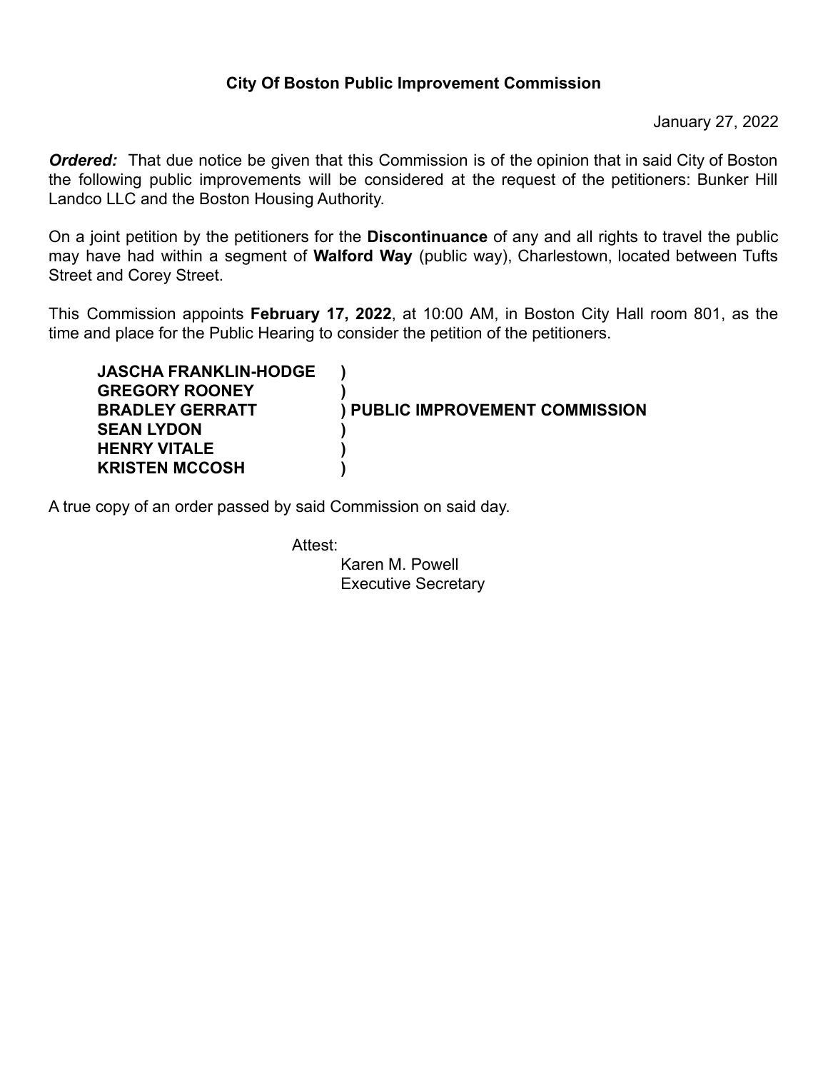**City Of Boston Public Improvement Commission**

January 27, 2022

***Ordered:*** That due notice be given that this Commission is of the opinion that in said City of Boston the following public improvements will be considered at the request of the petitioners: Bunker Hill Landco LLC and the Boston Housing Authority.

On a joint petition by the petitioners for the **Discontinuance** of any and all rights to travel the public may have had within a segment of **Walford Way** (public way), Charlestown, located between Tufts Street and Corey Street.

This Commission appoints **February 17, 2022**, at 10:00 AM, in Boston City Hall room 801, as the time and place for the Public Hearing to consider the petition of the petitioners.

**JASCHA FRANKLIN-HODGE )**
**GREGORY ROONEY )**
**BRADLEY GERRATT ) PUBLIC IMPROVEMENT COMMISSION**
**SEAN LYDON )**
**HENRY VITALE )**
**KRISTEN MCCOSH )**

A true copy of an order passed by said Commission on said day.

Attest:
Karen M. Powell
Executive Secretary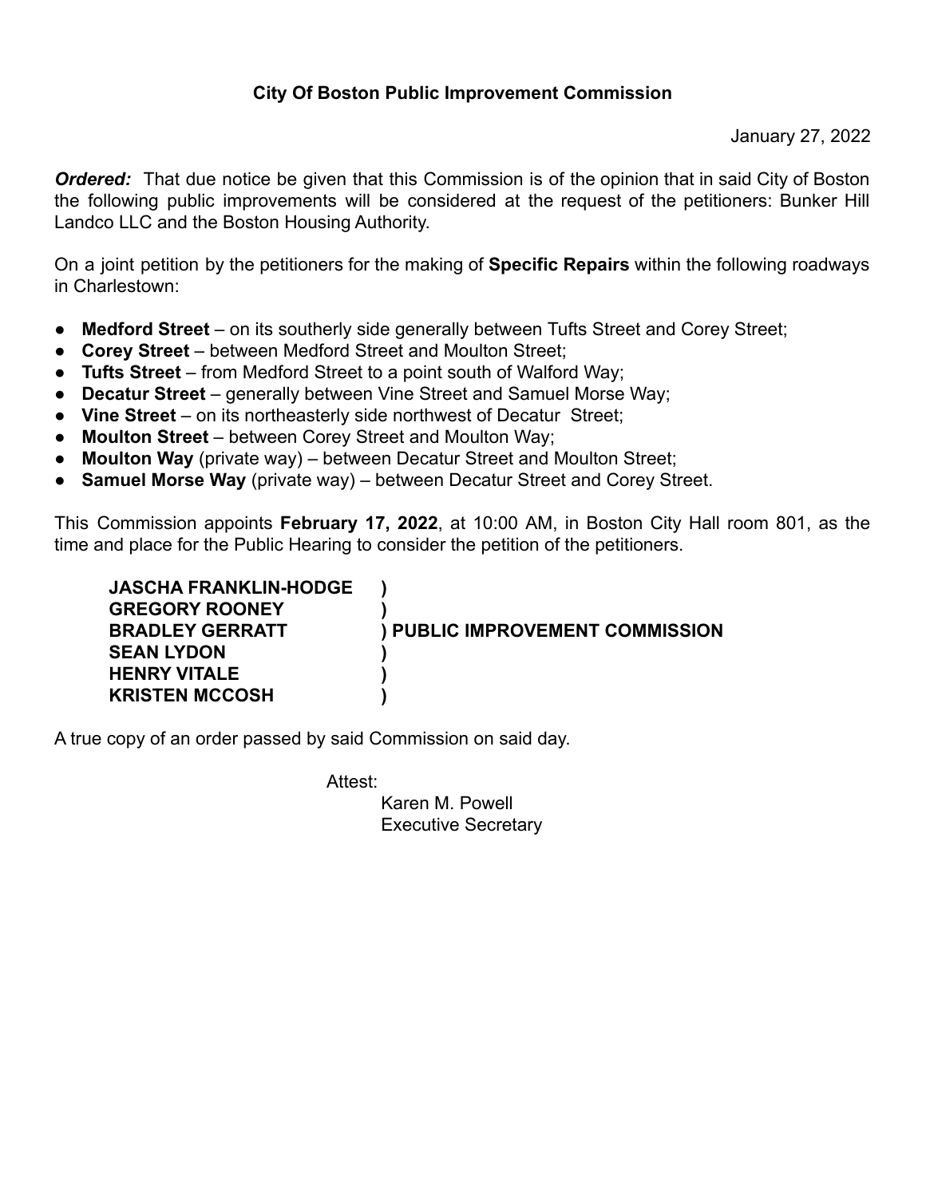**City Of Boston Public Improvement Commission**

January 27, 2022

***Ordered:*** That due notice be given that this Commission is of the opinion that in said City of Boston the following public improvements will be considered at the request of the petitioners: Bunker Hill Landco LLC and the Boston Housing Authority.

On a joint petition by the petitioners for the making of **Specific Repairs** within the following roadways in Charlestown:

- **Medford Street** – on its southerly side generally between Tufts Street and Corey Street;
- **Corey Street** – between Medford Street and Moulton Street;
- **Tufts Street** – from Medford Street to a point south of Walford Way;
- **Decatur Street** – generally between Vine Street and Samuel Morse Way;
- **Vine Street** – on its northeasterly side northwest of Decatur Street;
- **Moulton Street** – between Corey Street and Moulton Way;
- **Moulton Way** (private way) – between Decatur Street and Moulton Street;
- **Samuel Morse Way** (private way) – between Decatur Street and Corey Street.

This Commission appoints **February 17, 2022**, at 10:00 AM, in Boston City Hall room 801, as the time and place for the Public Hearing to consider the petition of the petitioners.

**JASCHA FRANKLIN-HODGE )**
**GREGORY ROONEY )**
**BRADLEY GERRATT ) PUBLIC IMPROVEMENT COMMISSION**
**SEAN LYDON )**
**HENRY VITALE )**
**KRISTEN MCCOSH )**

A true copy of an order passed by said Commission on said day.

Attest:
Karen M. Powell
Executive Secretary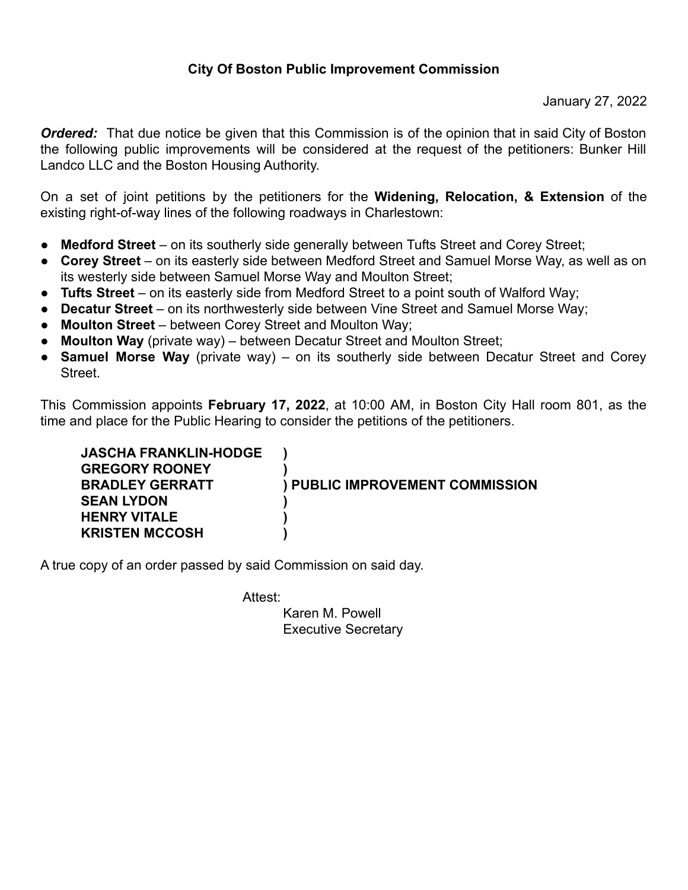**City Of Boston Public Improvement Commission**

January 27, 2022

***Ordered:*** That due notice be given that this Commission is of the opinion that in said City of Boston the following public improvements will be considered at the request of the petitioners: Bunker Hill Landco LLC and the Boston Housing Authority.

On a set of joint petitions by the petitioners for the **Widening, Relocation, & Extension** of the existing right-of-way lines of the following roadways in Charlestown:

- **Medford Street** – on its southerly side generally between Tufts Street and Corey Street;
- **Corey Street** – on its easterly side between Medford Street and Samuel Morse Way, as well as on its westerly side between Samuel Morse Way and Moulton Street;
- **Tufts Street** – on its easterly side from Medford Street to a point south of Walford Way;
- **Decatur Street** – on its northwesterly side between Vine Street and Samuel Morse Way;
- **Moulton Street** – between Corey Street and Moulton Way;
- **Moulton Way** (private way) – between Decatur Street and Moulton Street;
- **Samuel Morse Way** (private way) – on its southerly side between Decatur Street and Corey Street.

This Commission appoints **February 17, 2022**, at 10:00 AM, in Boston City Hall room 801, as the time and place for the Public Hearing to consider the petitions of the petitioners.

**JASCHA FRANKLIN-HODGE )**
**GREGORY ROONEY )**
**BRADLEY GERRATT ) PUBLIC IMPROVEMENT COMMISSION**
**SEAN LYDON )**
**HENRY VITALE )**
**KRISTEN MCCOSH )**

A true copy of an order passed by said Commission on said day.

Attest:
Karen M. Powell
Executive Secretary